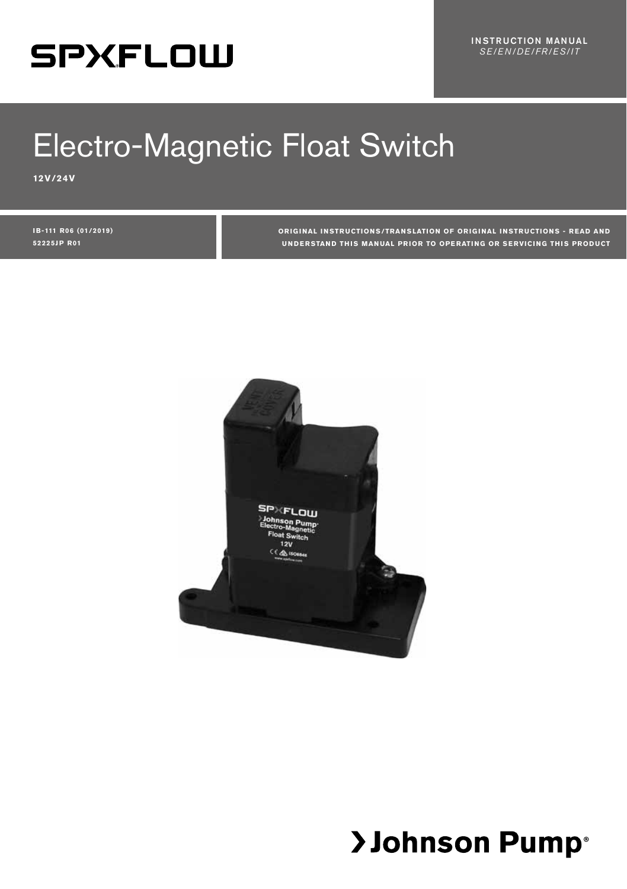SPXFLOW

INSTRUCTION MANUAL
*SE/EN/DE/FR/ES/IT*

# Electro-Magnetic Float Switch

**12V/24V**

**IB-111 R06 (01/2019)**
**52225JP R01**

**ORIGINAL INSTRUCTIONS/TRANSLATION OF ORIGINAL INSTRUCTIONS - READ AND UNDERSTAND THIS MANUAL PRIOR TO OPERATING OR SERVICING THIS PRODUCT**

Johnson Pump®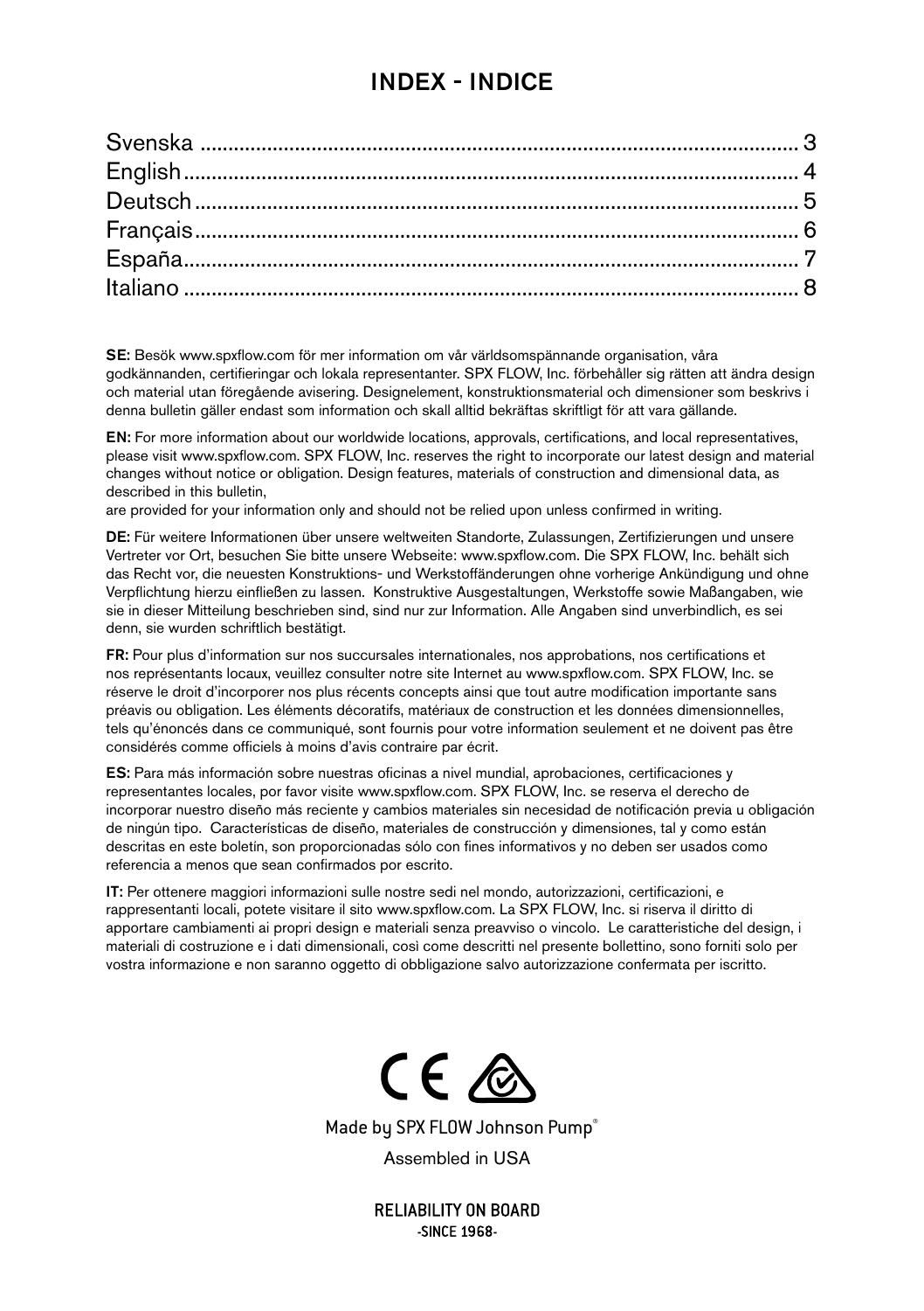# INDEX - INDICE

| | |
|---|---|
| Svenska | 3 |
| English | 4 |
| Deutsch | 5 |
| Français | 6 |
| España | 7 |
| Italiano | 8 |

**SE:** Besök www.spxflow.com för mer information om vår världsomspännande organisation, våra godkännanden, certifieringar och lokala representanter. SPX FLOW, Inc. förbehåller sig rätten att ändra design och material utan föregående avisering. Designelement, konstruktionsmaterial och dimensioner som beskrivs i denna bulletin gäller endast som information och skall alltid bekräftas skriftligt för att vara gällande.

**EN:** For more information about our worldwide locations, approvals, certifications, and local representatives, please visit www.spxflow.com. SPX FLOW, Inc. reserves the right to incorporate our latest design and material changes without notice or obligation. Design features, materials of construction and dimensional data, as described in this bulletin,
are provided for your information only and should not be relied upon unless confirmed in writing.

**DE:** Für weitere Informationen über unsere weltweiten Standorte, Zulassungen, Zertifizierungen und unsere Vertreter vor Ort, besuchen Sie bitte unsere Webseite: www.spxflow.com. Die SPX FLOW, Inc. behält sich das Recht vor, die neuesten Konstruktions- und Werkstoffänderungen ohne vorherige Ankündigung und ohne Verpflichtung hierzu einfließen zu lassen. Konstruktive Ausgestaltungen, Werkstoffe sowie Maßangaben, wie sie in dieser Mitteilung beschrieben sind, sind nur zur Information. Alle Angaben sind unverbindlich, es sei denn, sie wurden schriftlich bestätigt.

**FR:** Pour plus d'information sur nos succursales internationales, nos approbations, nos certifications et nos représentants locaux, veuillez consulter notre site Internet au www.spxflow.com. SPX FLOW, Inc. se réserve le droit d'incorporer nos plus récents concepts ainsi que tout autre modification importante sans préavis ou obligation. Les éléments décoratifs, matériaux de construction et les données dimensionnelles, tels qu'énoncés dans ce communiqué, sont fournis pour votre information seulement et ne doivent pas être considérés comme officiels à moins d'avis contraire par écrit.

**ES:** Para más información sobre nuestras oficinas a nivel mundial, aprobaciones, certificaciones y representantes locales, por favor visite www.spxflow.com. SPX FLOW, Inc. se reserva el derecho de incorporar nuestro diseño más reciente y cambios materiales sin necesidad de notificación previa u obligación de ningún tipo. Características de diseño, materiales de construcción y dimensiones, tal y como están descritas en este boletín, son proporcionadas sólo con fines informativos y no deben ser usados como referencia a menos que sean confirmados por escrito.

**IT:** Per ottenere maggiori informazioni sulle nostre sedi nel mondo, autorizzazioni, certificazioni, e rappresentanti locali, potete visitare il sito www.spxflow.com. La SPX FLOW, Inc. si riserva il diritto di apportare cambiamenti ai propri design e materiali senza preavviso o vincolo. Le caratteristiche del design, i materiali di costruzione e i dati dimensionali, così come descritti nel presente bollettino, sono forniti solo per vostra informazione e non saranno oggetto di obbligazione salvo autorizzazione confermata per iscritto.

CE

Made by SPX FLOW Johnson Pump®

Assembled in USA

**RELIABILITY ON BOARD**
-SINCE 1968-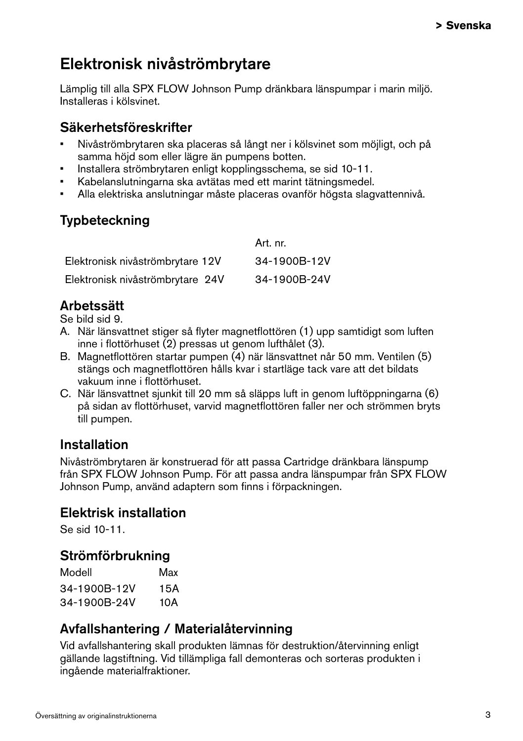# Elektronisk nivåströmbrytare

Lämplig till alla SPX FLOW Johnson Pump dränkbara länspumpar i marin miljö. Installeras i kölsvinet.

## Säkerhetsföreskrifter

- Nivåströmbrytaren ska placeras så långt ner i kölsvinet som möjligt, och på samma höjd som eller lägre än pumpens botten.
- Installera strömbrytaren enligt kopplingsschema, se sid 10-11.
- Kabelanslutningarna ska avtätas med ett marint tätningsmedel.
- Alla elektriska anslutningar måste placeras ovanför högsta slagvattennivå.

## Typbeteckning

| | Art. nr. |
|---|---|
| Elektronisk nivåströmbrytare 12V | 34-1900B-12V |
| Elektronisk nivåströmbrytare 24V | 34-1900B-24V |

## Arbetssätt

Se bild sid 9.

A. När länsvattnet stiger så flyter magnetflottören (1) upp samtidigt som luften inne i flottörhuset (2) pressas ut genom lufthålet (3).

B. Magnetflottören startar pumpen (4) när länsvattnet når 50 mm. Ventilen (5) stängs och magnetflottören hålls kvar i startläge tack vare att det bildats vakuum inne i flottörhuset.

C. När länsvattnet sjunkit till 20 mm så släpps luft in genom luftöppningarna (6) på sidan av flottörhuset, varvid magnetflottören faller ner och strömmen bryts till pumpen.

## Installation

Nivåströmbrytaren är konstruerad för att passa Cartridge dränkbara länspump från SPX FLOW Johnson Pump. För att passa andra länspumpar från SPX FLOW Johnson Pump, använd adaptern som finns i förpackningen.

## Elektrisk installation

Se sid 10-11.

## Strömförbrukning

| Modell | Max |
|---|---|
| 34-1900B-12V | 15A |
| 34-1900B-24V | 10A |

## Avfallshantering / Materialåtervinning

Vid avfallshantering skall produkten lämnas för destruktion/återvinning enligt gällande lagstiftning. Vid tillämpliga fall demonteras och sorteras produkten i ingående materialfraktioner.

Översättning av originalinstruktionerna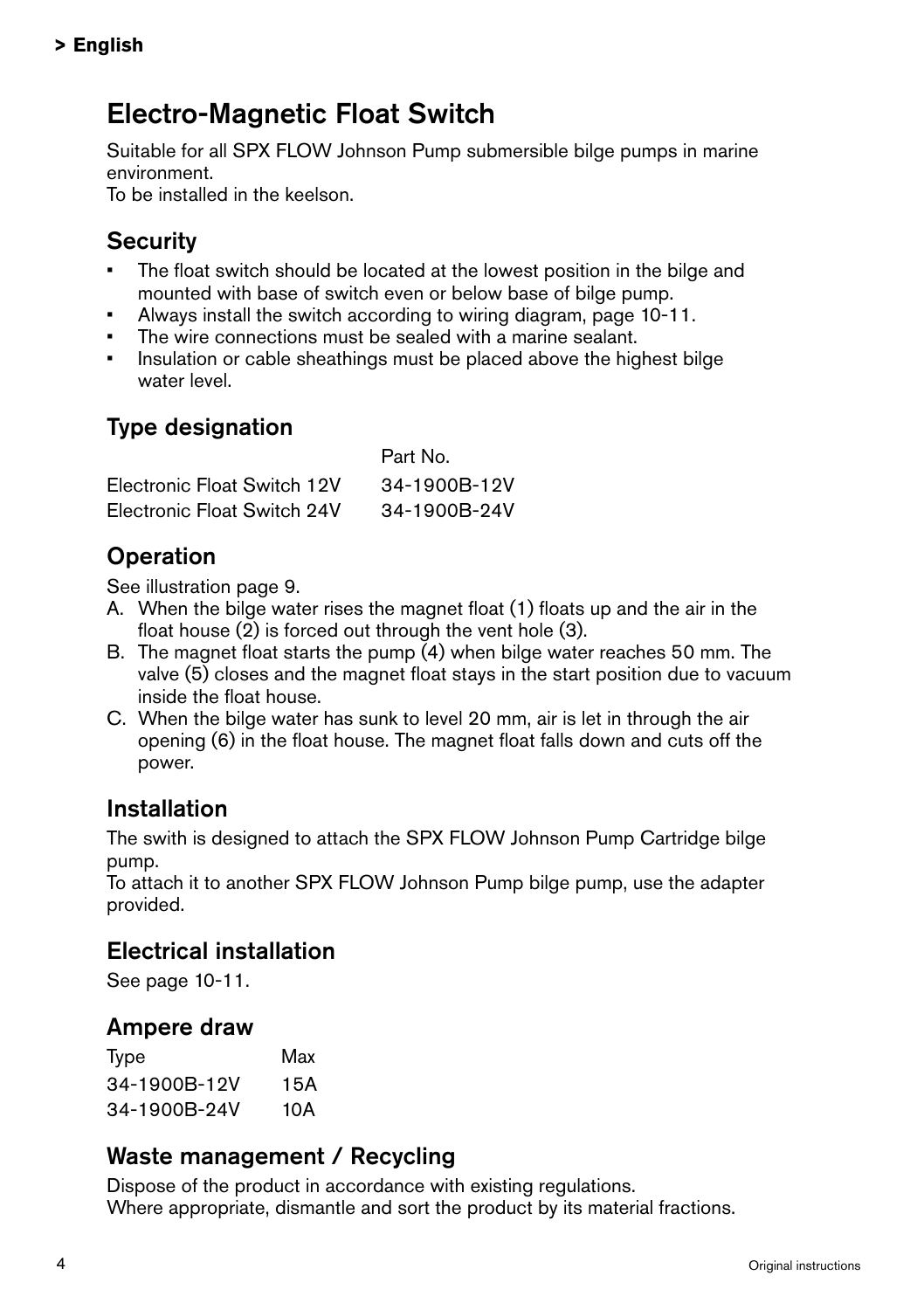> English

# Electro-Magnetic Float Switch

Suitable for all SPX FLOW Johnson Pump submersible bilge pumps in marine environment.
To be installed in the keelson.

## Security

- The float switch should be located at the lowest position in the bilge and mounted with base of switch even or below base of bilge pump.
- Always install the switch according to wiring diagram, page 10-11.
- The wire connections must be sealed with a marine sealant.
- Insulation or cable sheathings must be placed above the highest bilge water level.

## Type designation

| | Part No. |
|---|---|
| Electronic Float Switch 12V | 34-1900B-12V |
| Electronic Float Switch 24V | 34-1900B-24V |

## Operation

See illustration page 9.

A. When the bilge water rises the magnet float (1) floats up and the air in the float house (2) is forced out through the vent hole (3).
B. The magnet float starts the pump (4) when bilge water reaches 50 mm. The valve (5) closes and the magnet float stays in the start position due to vacuum inside the float house.
C. When the bilge water has sunk to level 20 mm, air is let in through the air opening (6) in the float house. The magnet float falls down and cuts off the power.

## Installation

The swith is designed to attach the SPX FLOW Johnson Pump Cartridge bilge pump.
To attach it to another SPX FLOW Johnson Pump bilge pump, use the adapter provided.

## Electrical installation

See page 10-11.

## Ampere draw

| Type | Max |
|---|---|
| 34-1900B-12V | 15A |
| 34-1900B-24V | 10A |

## Waste management / Recycling

Dispose of the product in accordance with existing regulations.
Where appropriate, dismantle and sort the product by its material fractions.

Original instructions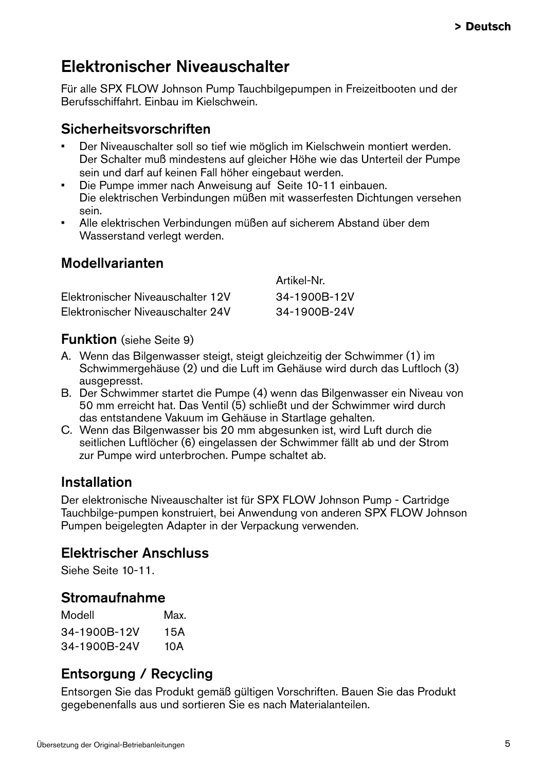# Elektronischer Niveauschalter

Für alle SPX FLOW Johnson Pump Tauchbilgepumpen in Freizeitbooten und der Berufsschiffahrt. Einbau im Kielschwein.

## Sicherheitsvorschriften

- Der Niveauschalter soll so tief wie möglich im Kielschwein montiert werden. Der Schalter muß mindestens auf gleicher Höhe wie das Unterteil der Pumpe sein und darf auf keinen Fall höher eingebaut werden.
- Die Pumpe immer nach Anweisung auf Seite 10-11 einbauen. Die elektrischen Verbindungen müßen mit wasserfesten Dichtungen versehen sein.
- Alle elektrischen Verbindungen müßen auf sicherem Abstand über dem Wasserstand verlegt werden.

## Modellvarianten

| | Artikel-Nr. |
|---|---|
| Elektronischer Niveauschalter 12V | 34-1900B-12V |
| Elektronischer Niveauschalter 24V | 34-1900B-24V |

## Funktion (siehe Seite 9)

A. Wenn das Bilgenwasser steigt, steigt gleichzeitig der Schwimmer (1) im Schwimmergehäuse (2) und die Luft im Gehäuse wird durch das Luftloch (3) ausgepresst.
B. Der Schwimmer startet die Pumpe (4) wenn das Bilgenwasser ein Niveau von 50 mm erreicht hat. Das Ventil (5) schließt und der Schwimmer wird durch das entstandene Vakuum im Gehäuse in Startlage gehalten.
C. Wenn das Bilgenwasser bis 20 mm abgesunken ist, wird Luft durch die seitlichen Luftlöcher (6) eingelassen der Schwimmer fällt ab und der Strom zur Pumpe wird unterbrochen. Pumpe schaltet ab.

## Installation

Der elektronische Niveauschalter ist für SPX FLOW Johnson Pump - Cartridge Tauchbilge-pumpen konstruiert, bei Anwendung von anderen SPX FLOW Johnson Pumpen beigelegten Adapter in der Verpackung verwenden.

## Elektrischer Anschluss

Siehe Seite 10-11.

## Stromaufnahme

| Modell | Max. |
|---|---|
| 34-1900B-12V | 15A |
| 34-1900B-24V | 10A |

## Entsorgung / Recycling

Entsorgen Sie das Produkt gemäß gültigen Vorschriften. Bauen Sie das Produkt gegebenenfalls aus und sortieren Sie es nach Materialanteilen.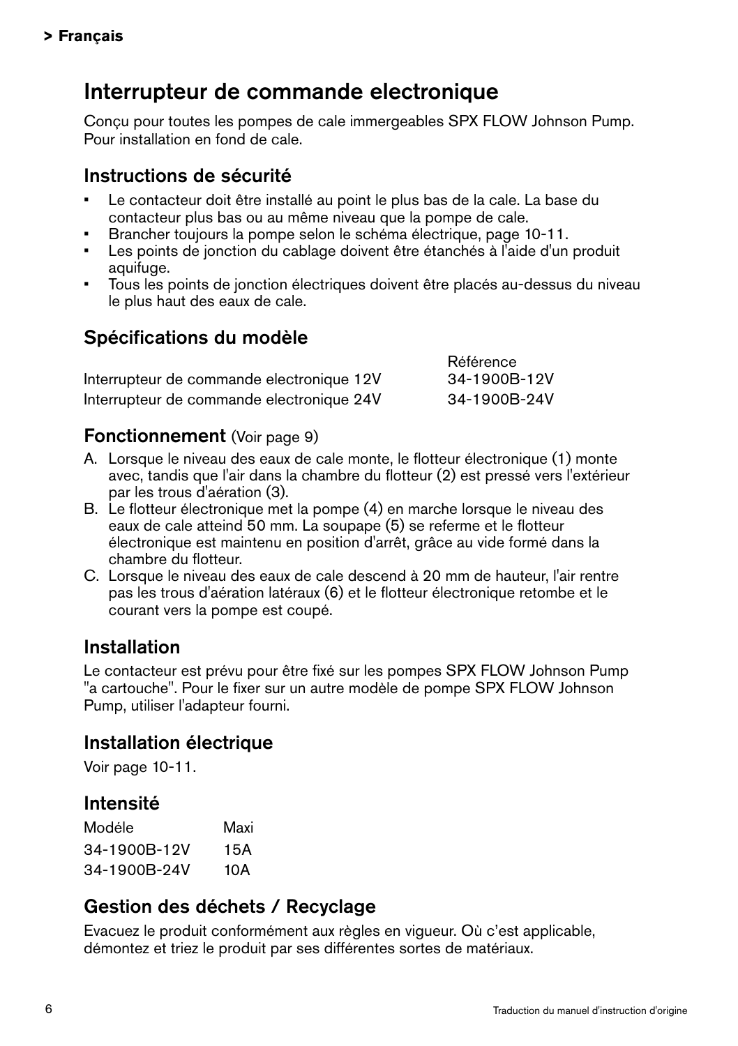# Interrupteur de commande electronique

Conçu pour toutes les pompes de cale immergeables SPX FLOW Johnson Pump. Pour installation en fond de cale.

## Instructions de sécurité

- Le contacteur doit être installé au point le plus bas de la cale. La base du contacteur plus bas ou au même niveau que la pompe de cale.
- Brancher toujours la pompe selon le schéma électrique, page 10-11.
- Les points de jonction du cablage doivent être étanchés à l'aide d'un produit aquifuge.
- Tous les points de jonction électriques doivent être placés au-dessus du niveau le plus haut des eaux de cale.

## Spécifications du modèle

| | Référence |
|---|---|
| Interrupteur de commande electronique 12V | 34-1900B-12V |
| Interrupteur de commande electronique 24V | 34-1900B-24V |

## Fonctionnement (Voir page 9)

A. Lorsque le niveau des eaux de cale monte, le flotteur électronique (1) monte avec, tandis que l'air dans la chambre du flotteur (2) est pressé vers l'extérieur par les trous d'aération (3).
B. Le flotteur électronique met la pompe (4) en marche lorsque le niveau des eaux de cale atteind 50 mm. La soupape (5) se referme et le flotteur électronique est maintenu en position d'arrêt, grâce au vide formé dans la chambre du flotteur.
C. Lorsque le niveau des eaux de cale descend à 20 mm de hauteur, l'air rentre pas les trous d'aération latéraux (6) et le flotteur électronique retombe et le courant vers la pompe est coupé.

## Installation

Le contacteur est prévu pour être fixé sur les pompes SPX FLOW Johnson Pump "a cartouche". Pour le fixer sur un autre modèle de pompe SPX FLOW Johnson Pump, utiliser l'adapteur fourni.

## Installation électrique

Voir page 10-11.

## Intensité

| Modéle | Maxi |
|---|---|
| 34-1900B-12V | 15A |
| 34-1900B-24V | 10A |

## Gestion des déchets / Recyclage

Evacuez le produit conformément aux règles en vigueur. Où c'est applicable, démontez et triez le produit par ses différentes sortes de matériaux.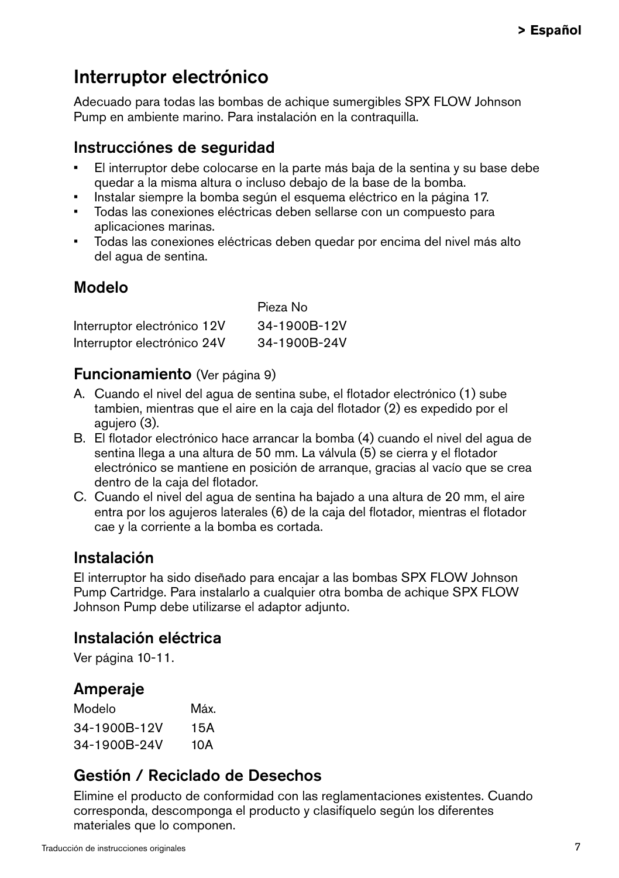# Interruptor electrónico

Adecuado para todas las bombas de achique sumergibles SPX FLOW Johnson Pump en ambiente marino. Para instalación en la contraquilla.

## Instrucciónes de seguridad

- El interruptor debe colocarse en la parte más baja de la sentina y su base debe quedar a la misma altura o incluso debajo de la base de la bomba.
- Instalar siempre la bomba según el esquema eléctrico en la página 17.
- Todas las conexiones eléctricas deben sellarse con un compuesto para aplicaciones marinas.
- Todas las conexiones eléctricas deben quedar por encima del nivel más alto del agua de sentina.

## Modelo

| | Pieza No |
|---|---|
| Interruptor electrónico 12V | 34-1900B-12V |
| Interruptor electrónico 24V | 34-1900B-24V |

## Funcionamiento (Ver página 9)

A. Cuando el nivel del agua de sentina sube, el flotador electrónico (1) sube tambien, mientras que el aire en la caja del flotador (2) es expedido por el agujero (3).
B. El flotador electrónico hace arrancar la bomba (4) cuando el nivel del agua de sentina llega a una altura de 50 mm. La válvula (5) se cierra y el flotador electrónico se mantiene en posición de arranque, gracias al vacío que se crea dentro de la caja del flotador.
C. Cuando el nivel del agua de sentina ha bajado a una altura de 20 mm, el aire entra por los agujeros laterales (6) de la caja del flotador, mientras el flotador cae y la corriente a la bomba es cortada.

## Instalación

El interruptor ha sido diseñado para encajar a las bombas SPX FLOW Johnson Pump Cartridge. Para instalarlo a cualquier otra bomba de achique SPX FLOW Johnson Pump debe utilizarse el adaptor adjunto.

## Instalación eléctrica

Ver página 10-11.

## Amperaje

| Modelo | Máx. |
|---|---|
| 34-1900B-12V | 15A |
| 34-1900B-24V | 10A |

## Gestión / Reciclado de Desechos

Elimine el producto de conformidad con las reglamentaciones existentes. Cuando corresponda, descomponga el producto y clasifíquelo según los diferentes materiales que lo componen.

Traducción de instrucciones originales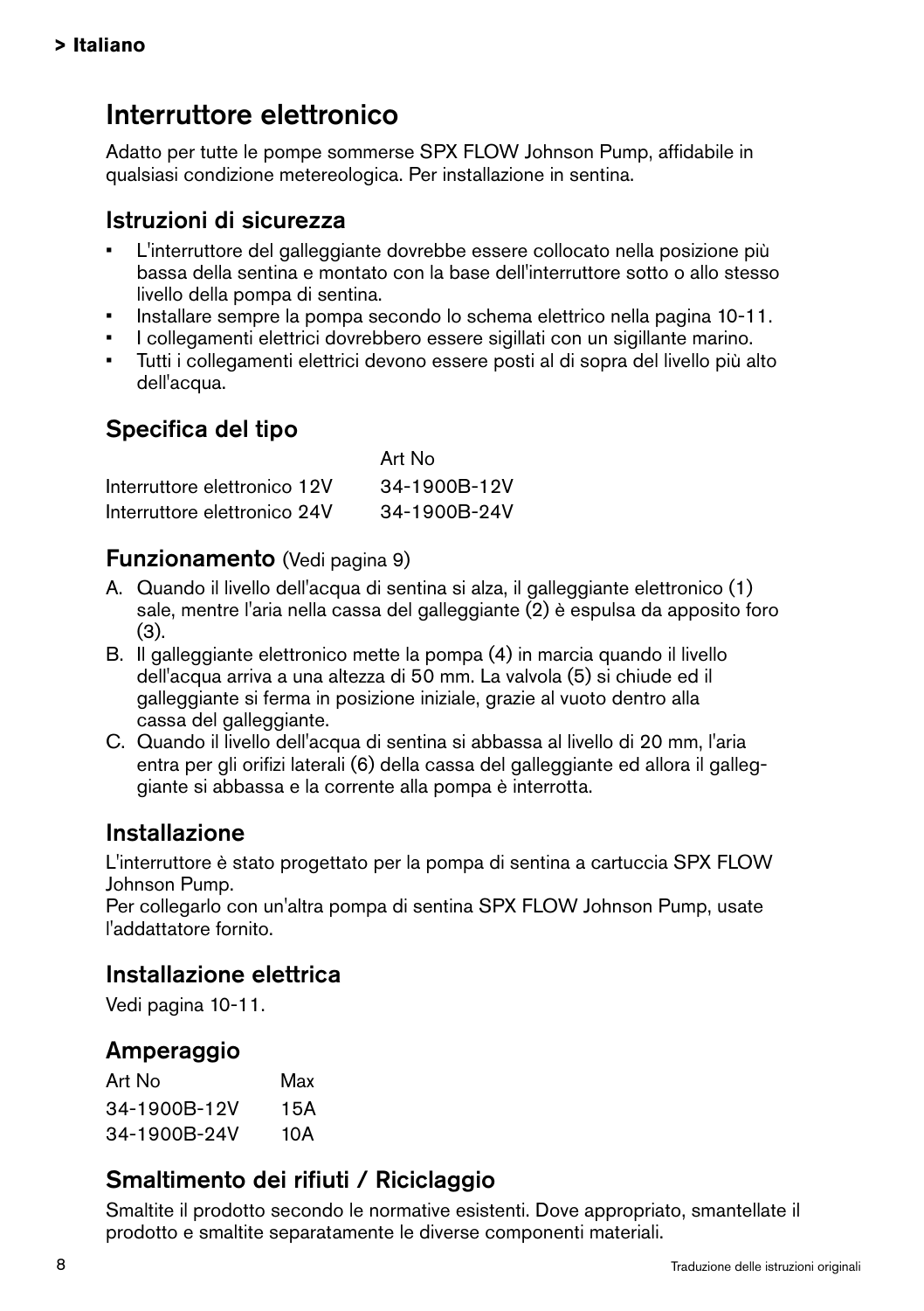# Interruttore elettronico

Adatto per tutte le pompe sommerse SPX FLOW Johnson Pump, affidabile in qualsiasi condizione metereologica. Per installazione in sentina.

## Istruzioni di sicurezza

- L'interruttore del galleggiante dovrebbe essere collocato nella posizione più bassa della sentina e montato con la base dell'interruttore sotto o allo stesso livello della pompa di sentina.
- Installare sempre la pompa secondo lo schema elettrico nella pagina 10-11.
- I collegamenti elettrici dovrebbero essere sigillati con un sigillante marino.
- Tutti i collegamenti elettrici devono essere posti al di sopra del livello più alto dell'acqua.

## Specifica del tipo

| | Art No |
|---|---|
| Interruttore elettronico 12V | 34-1900B-12V |
| Interruttore elettronico 24V | 34-1900B-24V |

## Funzionamento (Vedi pagina 9)

A. Quando il livello dell'acqua di sentina si alza, il galleggiante elettronico (1) sale, mentre l'aria nella cassa del galleggiante (2) è espulsa da apposito foro (3).

B. Il galleggiante elettronico mette la pompa (4) in marcia quando il livello dell'acqua arriva a una altezza di 50 mm. La valvola (5) si chiude ed il galleggiante si ferma in posizione iniziale, grazie al vuoto dentro alla cassa del galleggiante.

C. Quando il livello dell'acqua di sentina si abbassa al livello di 20 mm, l'aria entra per gli orifizi laterali (6) della cassa del galleggiante ed allora il galleggiante si abbassa e la corrente alla pompa è interrotta.

## Installazione

L'interruttore è stato progettato per la pompa di sentina a cartuccia SPX FLOW Johnson Pump.
Per collegarlo con un'altra pompa di sentina SPX FLOW Johnson Pump, usate l'addattatore fornito.

## Installazione elettrica

Vedi pagina 10-11.

## Amperaggio

| Art No | Max |
|---|---|
| 34-1900B-12V | 15A |
| 34-1900B-24V | 10A |

## Smaltimento dei rifiuti / Riciclaggio

Smaltite il prodotto secondo le normative esistenti. Dove appropriato, smantellate il prodotto e smaltite separatamente le diverse componenti materiali.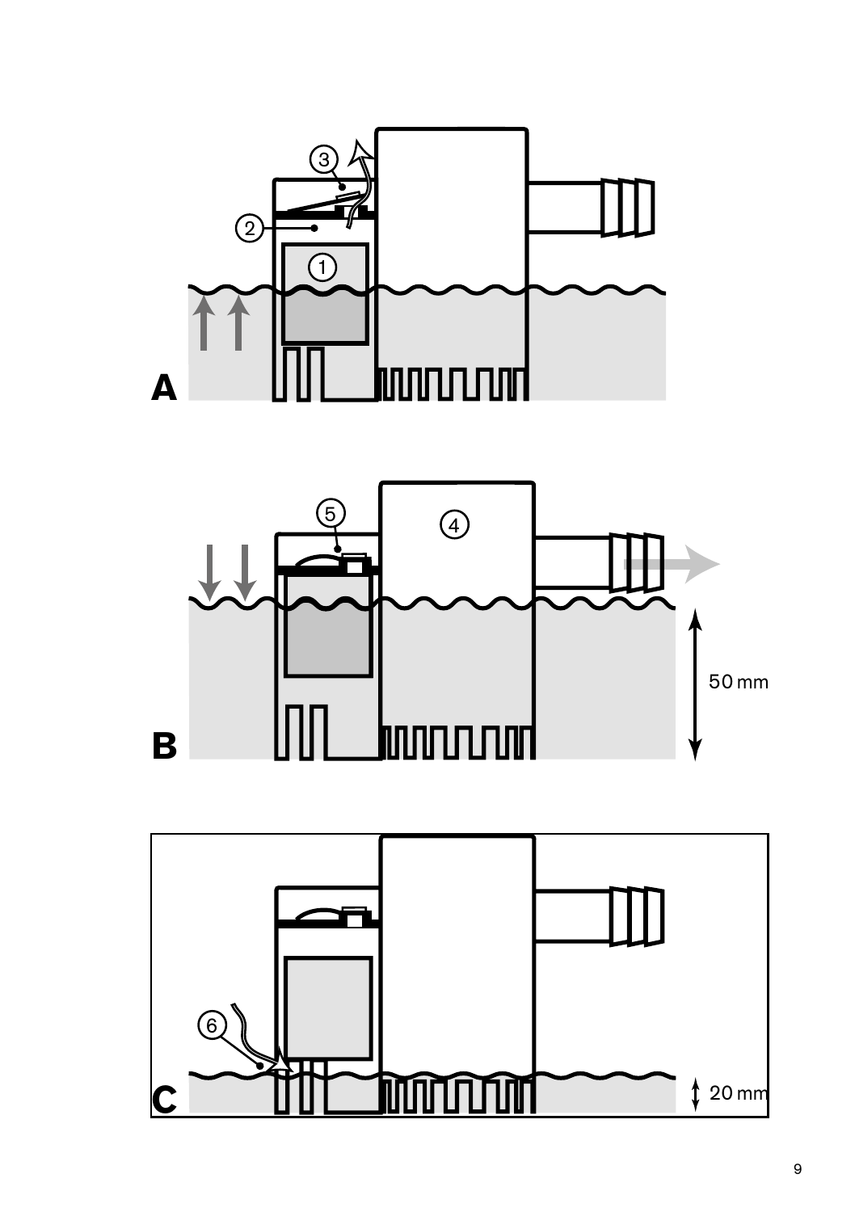A

B

50 mm

C

20 mm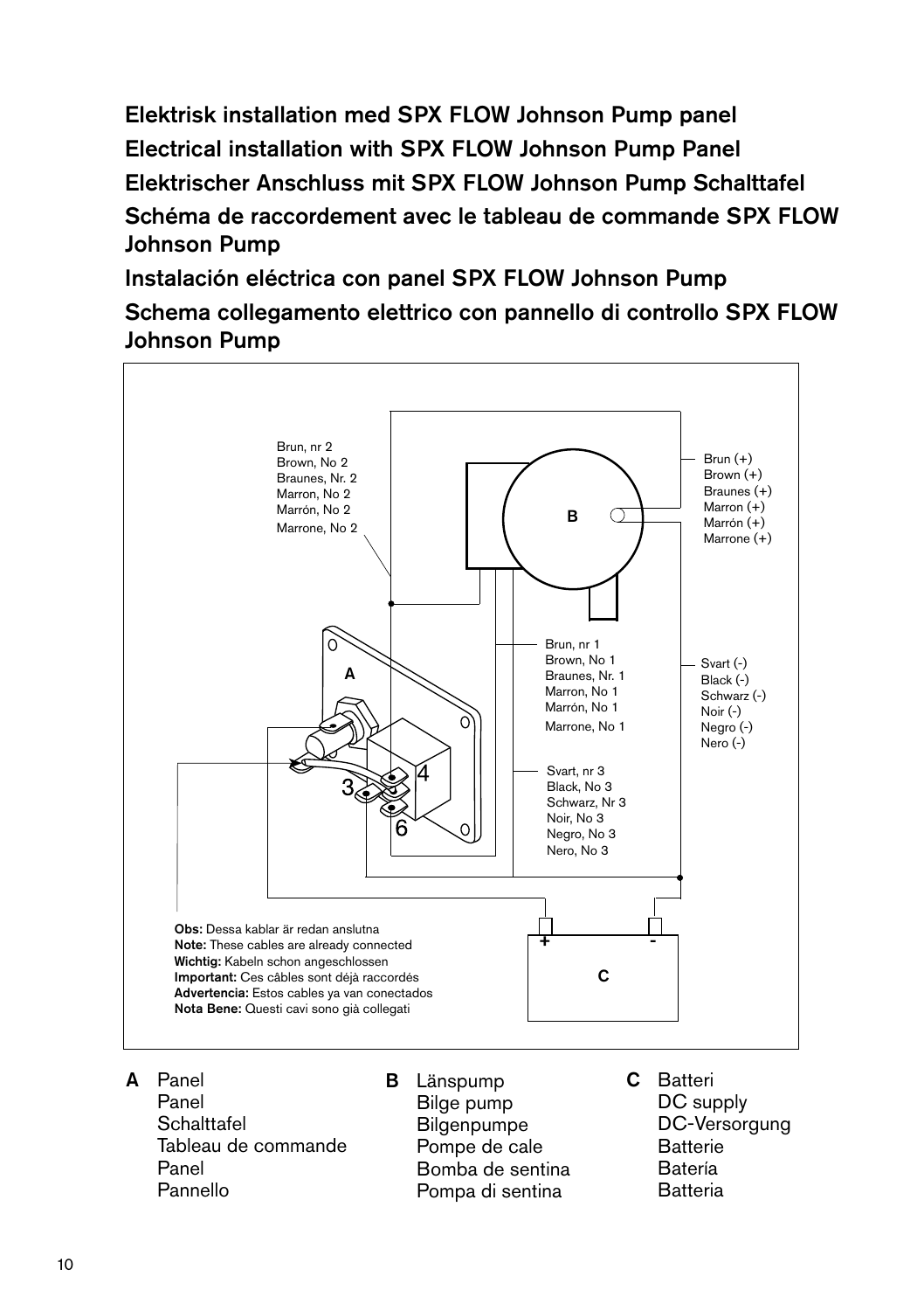# Elektrisk installation med SPX FLOW Johnson Pump panel

# Electrical installation with SPX FLOW Johnson Pump Panel

# Elektrischer Anschluss mit SPX FLOW Johnson Pump Schalttafel

# Schéma de raccordement avec le tableau de commande SPX FLOW Johnson Pump

# Instalación eléctrica con panel SPX FLOW Johnson Pump

# Schema collegamento elettrico con pannello di controllo SPX FLOW Johnson Pump

Brun, nr 2
Brown, No 2
Braunes, Nr. 2
Marron, No 2
Marrón, No 2
Marrone, No 2

Brun (+)
Brown (+)
Braunes (+)
Marron (+)
Marrón (+)
Marrone (+)

B

A

Brun, nr 1
Brown, No 1
Braunes, Nr. 1
Marron, No 1
Marrón, No 1
Marrone, No 1

Svart (-)
Black (-)
Schwarz (-)
Noir (-)
Negro (-)
Nero (-)

3 4 6

Svart, nr 3
Black, No 3
Schwarz, Nr 3
Noir, No 3
Negro, No 3
Nero, No 3

+ -

C

**Obs:** Dessa kablar är redan anslutna
**Note:** These cables are already connected
**Wichtig:** Kabeln schon angeschlossen
**Important:** Ces câbles sont déjà raccordés
**Advertencia:** Estos cables ya van conectados
**Nota Bene:** Questi cavi sono già collegati

**A** Panel
Panel
Schalttafel
Tableau de commande
Panel
Pannello

**B** Länspump
Bilge pump
Bilgenpumpe
Pompe de cale
Bomba de sentina
Pompa di sentina

**C** Batteri
DC supply
DC-Versorgung
Batterie
Batería
Batteria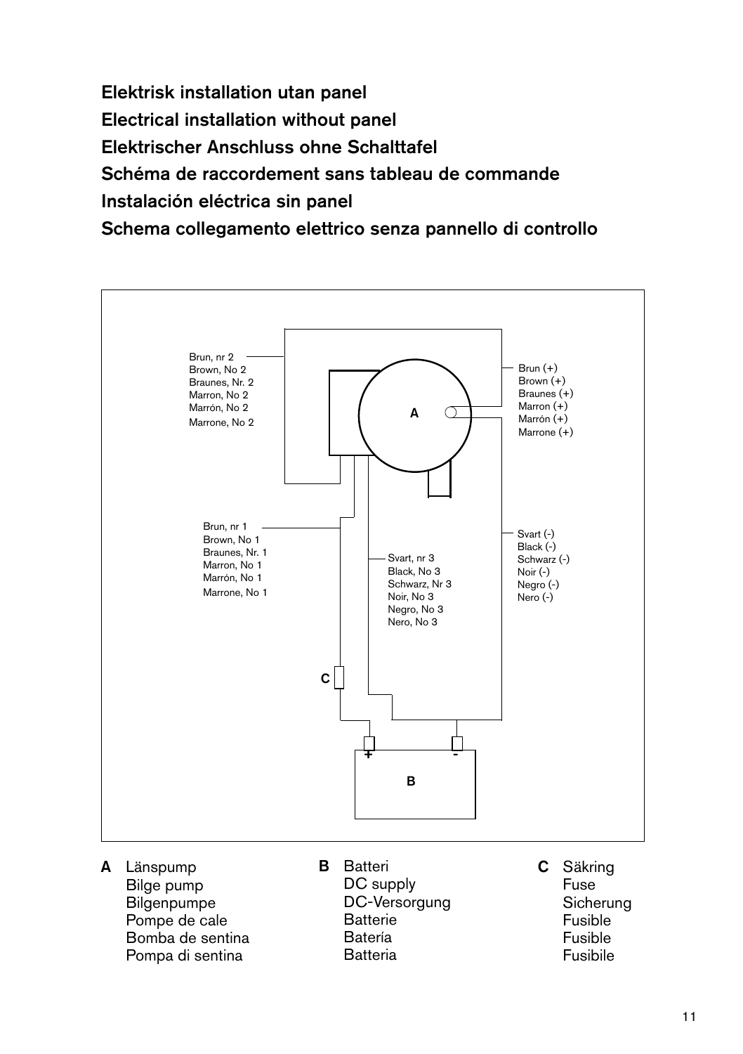# Elektrisk installation utan panel

# Electrical installation without panel

# Elektrischer Anschluss ohne Schalttafel

# Schéma de raccordement sans tableau de commande

# Instalación eléctrica sin panel

# Schema collegamento elettrico senza pannello di controllo

Brun, nr 2
Brown, No 2
Braunes, Nr. 2
Marron, No 2
Marrón, No 2
Marrone, No 2

Brun (+)
Brown (+)
Braunes (+)
Marron (+)
Marrón (+)
Marrone (+)

A

Brun, nr 1
Brown, No 1
Braunes, Nr. 1
Marron, No 1
Marrón, No 1
Marrone, No 1

Svart, nr 3
Black, No 3
Schwarz, Nr 3
Noir, No 3
Negro, No 3
Nero, No 3

Svart (-)
Black (-)
Schwarz (-)
Noir (-)
Negro (-)
Nero (-)

C

+ -

B

**A** Länspump
Bilge pump
Bilgenpumpe
Pompe de cale
Bomba de sentina
Pompa di sentina

**B** Batteri
DC supply
DC-Versorgung
Batterie
Batería
Batteria

**C** Säkring
Fuse
Sicherung
Fusible
Fusible
Fusibile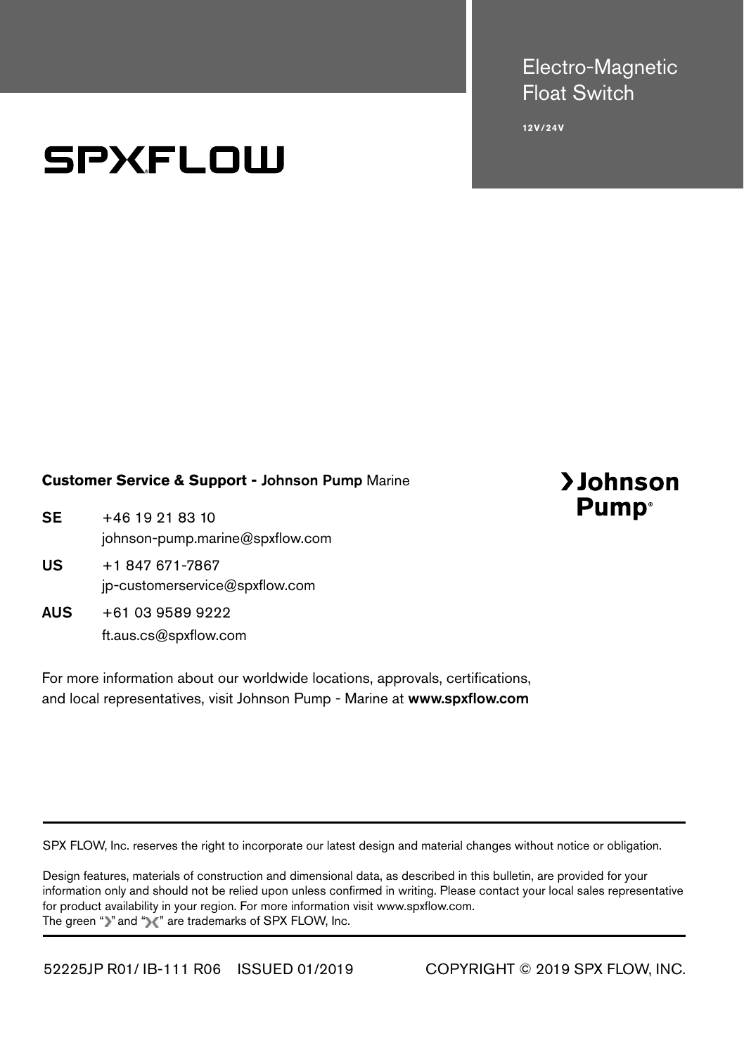Electro-Magnetic Float Switch

12V/24V

SPXFLOW

**Customer Service & Support -** Johnson Pump Marine

Johnson Pump®

**SE** +46 19 21 83 10
johnson-pump.marine@spxflow.com

**US** +1 847 671-7867
jp-customerservice@spxflow.com

**AUS** +61 03 9589 9222
ft.aus.cs@spxflow.com

For more information about our worldwide locations, approvals, certifications, and local representatives, visit Johnson Pump - Marine at **www.spxflow.com**

SPX FLOW, Inc. reserves the right to incorporate our latest design and material changes without notice or obligation.

Design features, materials of construction and dimensional data, as described in this bulletin, are provided for your information only and should not be relied upon unless confirmed in writing. Please contact your local sales representative for product availability in your region. For more information visit www.spxflow.com.
The green "›" and "›‹" are trademarks of SPX FLOW, Inc.

52225JP R01/ IB-111 R06 ISSUED 01/2019 COPYRIGHT © 2019 SPX FLOW, INC.